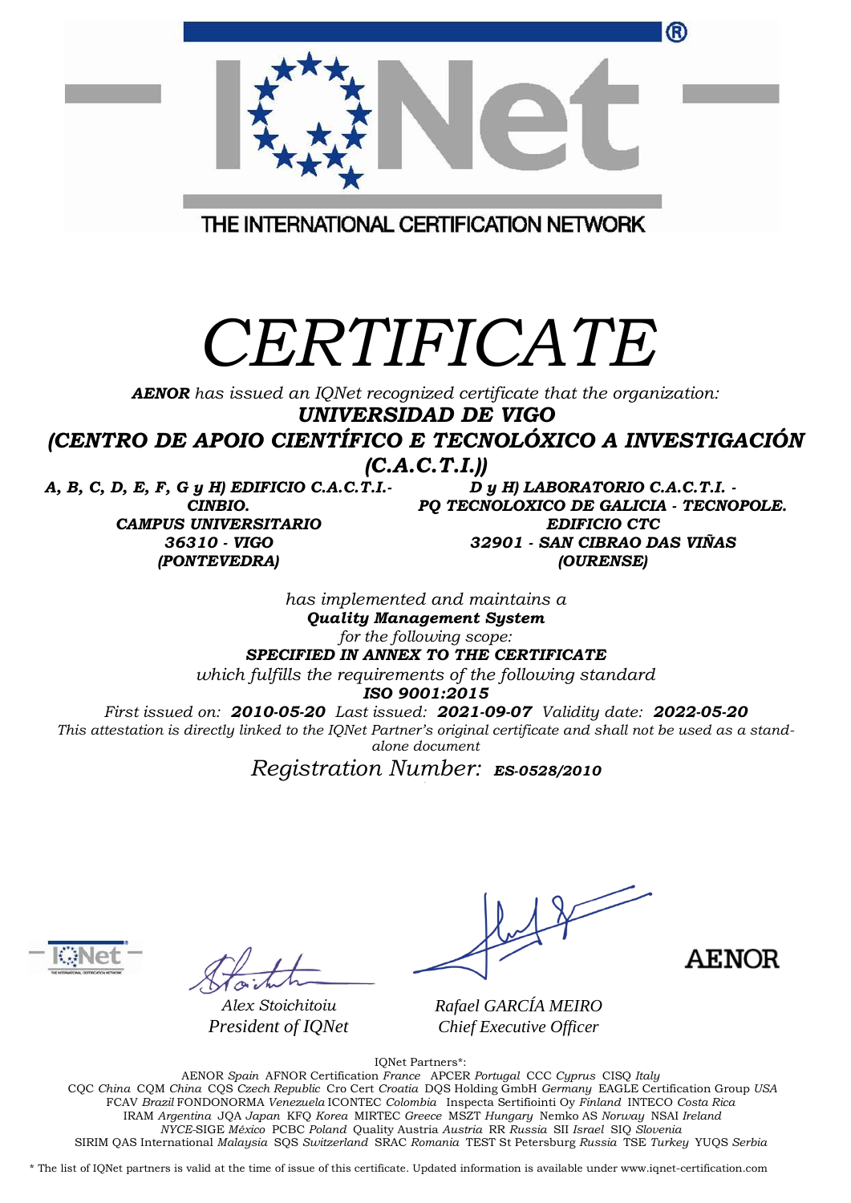THE INTERNATIONAL CERTIFICATION NETWORK

# CERTIFICATE

***AENOR*** *has issued an IQNet recognized certificate that the organization:*

***UNIVERSIDAD DE VIGO***

***(CENTRO DE APOIO CIENTÍFICO E TECNOLÓXICO A INVESTIGACIÓN (C.A.C.T.I.))***

***A, B, C, D, E, F, G y H) EDIFICIO C.A.C.T.I.- CINBIO.***
***CAMPUS UNIVERSITARIO***
***36310 - VIGO***
***(PONTEVEDRA)***

***D y H) LABORATORIO C.A.C.T.I. - PQ TECNOLOXICO DE GALICIA - TECNOPOLE.***
***EDIFICIO CTC***
***32901 - SAN CIBRAO DAS VIÑAS***
***(OURENSE)***

*has implemented and maintains a*

***Quality Management System***

*for the following scope:*

***SPECIFIED IN ANNEX TO THE CERTIFICATE***

*which fulfills the requirements of the following standard*

***ISO 9001:2015***

*First issued on:* ***2010-05-20*** *Last issued:* ***2021-09-07*** *Validity date:* ***2022-05-20***

*This attestation is directly linked to the IQNet Partner's original certificate and shall not be used as a stand-alone document*

*Registration Number:* ***ES-0528/2010***

*Alex Stoichitoiu*
*President of IQNet*

*Rafael GARCÍA MEIRO*
*Chief Executive Officer*

AENOR

IQNet Partners*:

AENOR *Spain* AFNOR Certification *France* APCER *Portugal* CCC *Cyprus* CISQ *Italy*
CQC *China* CQM *China* CQS *Czech Republic* Cro Cert *Croatia* DQS Holding GmbH *Germany* EAGLE Certification Group *USA*
FCAV *Brazil* FONDONORMA *Venezuela* ICONTEC *Colombia* Inspecta Sertifiointi Oy *Finland* INTECO *Costa Rica*
IRAM *Argentina* JQA *Japan* KFQ *Korea* MIRTEC *Greece* MSZT *Hungary* Nemko AS *Norway* NSAI *Ireland*
*NYCE*-SIGE *México* PCBC *Poland* Quality Austria *Austria* RR *Russia* SII *Israel* SIQ *Slovenia*
SIRIM QAS International *Malaysia* SQS *Switzerland* SRAC *Romania* TEST St Petersburg *Russia* TSE *Turkey* YUQS *Serbia*

* The list of IQNet partners is valid at the time of issue of this certificate. Updated information is available under www.iqnet-certification.com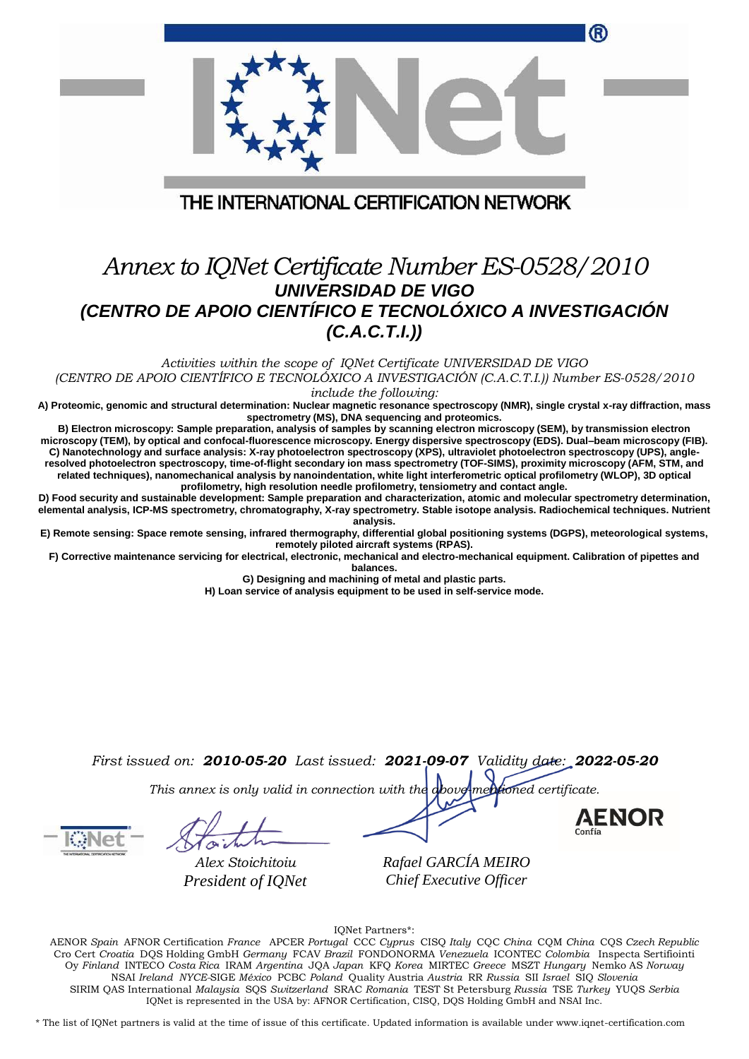THE INTERNATIONAL CERTIFICATION NETWORK

# *Annex to IQNet Certificate Number ES-0528/2010*

## ***UNIVERSIDAD DE VIGO***
## ***(CENTRO DE APOIO CIENTÍFICO E TECNOLÓXICO A INVESTIGACIÓN (C.A.C.T.I.))***

*Activities within the scope of IQNet Certificate UNIVERSIDAD DE VIGO (CENTRO DE APOIO CIENTÍFICO E TECNOLÓXICO A INVESTIGACIÓN (C.A.C.T.I.)) Number ES-0528/2010 include the following:*

**A) Proteomic, genomic and structural determination: Nuclear magnetic resonance spectroscopy (NMR), single crystal x-ray diffraction, mass spectrometry (MS), DNA sequencing and proteomics.**

**B) Electron microscopy: Sample preparation, analysis of samples by scanning electron microscopy (SEM), by transmission electron microscopy (TEM), by optical and confocal-fluorescence microscopy. Energy dispersive spectroscopy (EDS). Dual–beam microscopy (FIB).**

**C) Nanotechnology and surface analysis: X-ray photoelectron spectroscopy (XPS), ultraviolet photoelectron spectroscopy (UPS), angle-resolved photoelectron spectroscopy, time-of-flight secondary ion mass spectrometry (TOF-SIMS), proximity microscopy (AFM, STM, and related techniques), nanomechanical analysis by nanoindentation, white light interferometric optical profilometry (WLOP), 3D optical profilometry, high resolution needle profilometry, tensiometry and contact angle.**

**D) Food security and sustainable development: Sample preparation and characterization, atomic and molecular spectrometry determination, elemental analysis, ICP-MS spectrometry, chromatography, X-ray spectrometry. Stable isotope analysis. Radiochemical techniques. Nutrient analysis.**

**E) Remote sensing: Space remote sensing, infrared thermography, differential global positioning systems (DGPS), meteorological systems, remotely piloted aircraft systems (RPAS).**

**F) Corrective maintenance servicing for electrical, electronic, mechanical and electro-mechanical equipment. Calibration of pipettes and balances.**

**G) Designing and machining of metal and plastic parts.**

**H) Loan service of analysis equipment to be used in self-service mode.**

*First issued on:* ***2010-05-20*** *Last issued:* ***2021-09-07*** *Validity date:* ***2022-05-20***

*This annex is only valid in connection with the above-mentioned certificate.*

AENOR Confía

*Alex Stoichitoiu*
*President of IQNet*

*Rafael GARCÍA MEIRO*
*Chief Executive Officer*

IQNet Partners*:

AENOR *Spain* AFNOR Certification *France* APCER *Portugal* CCC *Cyprus* CISQ *Italy* CQC *China* CQM *China* CQS *Czech Republic* Cro Cert *Croatia* DQS Holding GmbH *Germany* FCAV *Brazil* FONDONORMA *Venezuela* ICONTEC *Colombia* Inspecta Sertifiointi Oy *Finland* INTECO *Costa Rica* IRAM *Argentina* JQA *Japan* KFQ *Korea* MIRTEC *Greece* MSZT *Hungary* Nemko AS *Norway* NSAI *Ireland* *NYCE*-SIGE *México* PCBC *Poland* Quality Austria *Austria* RR *Russia* SII *Israel* SIQ *Slovenia* SIRIM QAS International *Malaysia* SQS *Switzerland* SRAC *Romania* TEST St Petersburg *Russia* TSE *Turkey* YUQS *Serbia*
IQNet is represented in the USA by: AFNOR Certification, CISQ, DQS Holding GmbH and NSAI Inc.

* The list of IQNet partners is valid at the time of issue of this certificate. Updated information is available under www.iqnet-certification.com